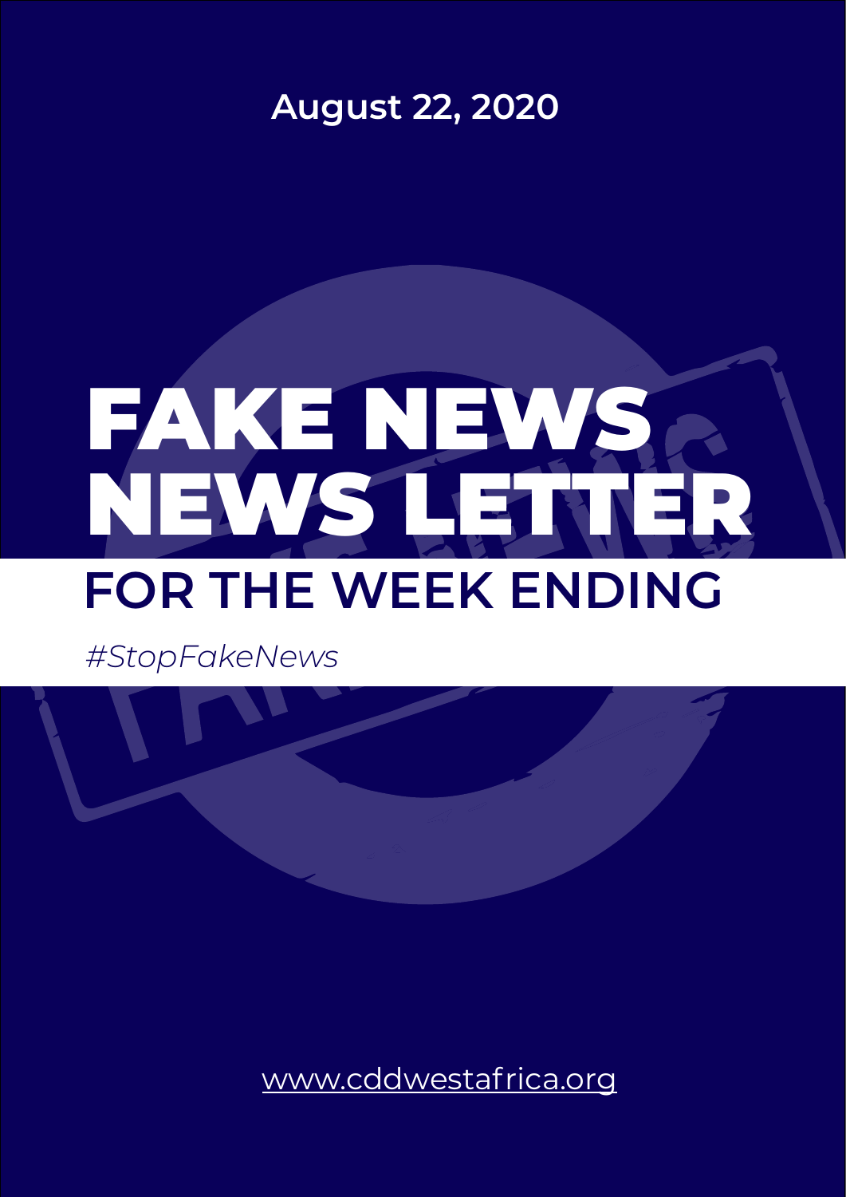August 22, 2020

# FAKE NEWS NEWS LETTER

## FOR THE WEEK ENDING

*#StopFakeNews*

www.cddwestafrica.org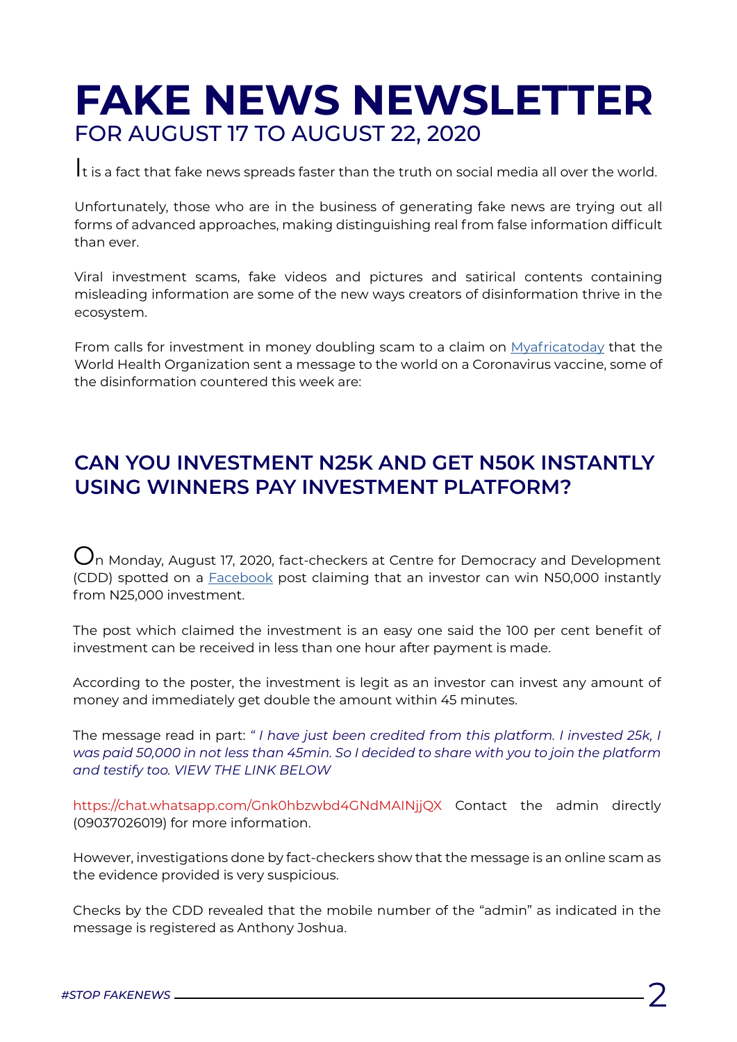# FAKE NEWS NEWSLETTER

## FOR AUGUST 17 TO AUGUST 22, 2020

It is a fact that fake news spreads faster than the truth on social media all over the world.

Unfortunately, those who are in the business of generating fake news are trying out all forms of advanced approaches, making distinguishing real from false information difficult than ever.

Viral investment scams, fake videos and pictures and satirical contents containing misleading information are some of the new ways creators of disinformation thrive in the ecosystem.

From calls for investment in money doubling scam to a claim on Myafricatoday that the World Health Organization sent a message to the world on a Coronavirus vaccine, some of the disinformation countered this week are:

## CAN YOU INVESTMENT N25K AND GET N50K INSTANTLY USING WINNERS PAY INVESTMENT PLATFORM?

On Monday, August 17, 2020, fact-checkers at Centre for Democracy and Development (CDD) spotted on a Facebook post claiming that an investor can win N50,000 instantly from N25,000 investment.

The post which claimed the investment is an easy one said the 100 per cent benefit of investment can be received in less than one hour after payment is made.

According to the poster, the investment is legit as an investor can invest any amount of money and immediately get double the amount within 45 minutes.

The message read in part: *" I have just been credited from this platform. I invested 25k, I was paid 50,000 in not less than 45min. So I decided to share with you to join the platform and testify too. VIEW THE LINK BELOW*

https://chat.whatsapp.com/Gnk0hbzwbd4GNdMAINjjQX Contact the admin directly (09037026019) for more information.

However, investigations done by fact-checkers show that the message is an online scam as the evidence provided is very suspicious.

Checks by the CDD revealed that the mobile number of the "admin" as indicated in the message is registered as Anthony Joshua.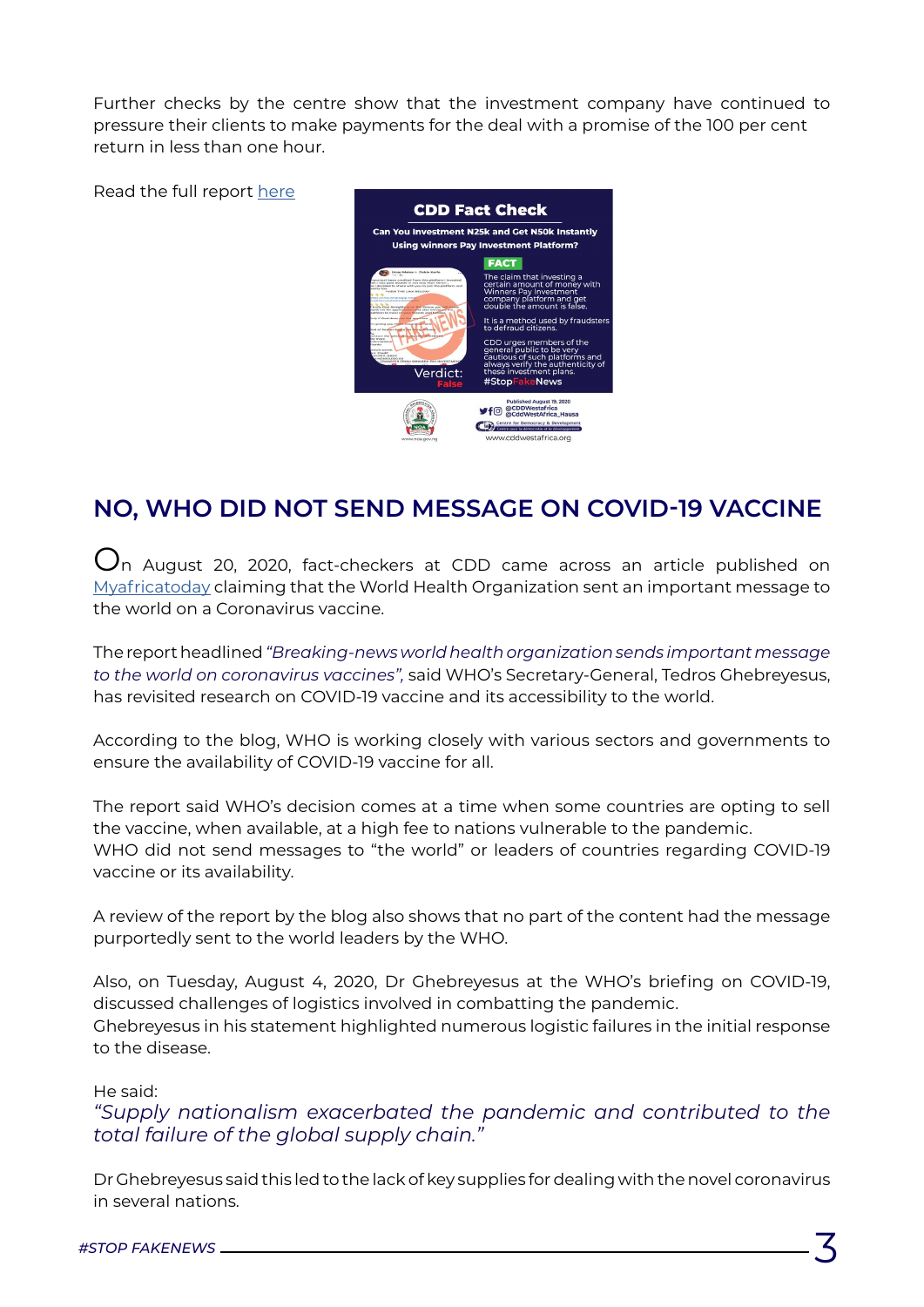Further checks by the centre show that the investment company have continued to pressure their clients to make payments for the deal with a promise of the 100 per cent return in less than one hour.

Read the full report [here]()

CDD Fact Check

Can You Investment N25k and Get N50k Instantly Using winners Pay Investment Platform?

FACT

The claim that investing a certain amount of money with Winners Pay Investment company platform and get double the amount is false.

It is a method used by fraudsters to defraud citizens.

CDD urges members of the general public to be very cautious of such platforms and always verify the authenticity of these investment plans.

#StopFakeNews

Verdict: False

Published August 19, 2020
@CDDWestafrica
@CddWestAfrica_Hausa
www.cddwestafrica.org

## NO, WHO DID NOT SEND MESSAGE ON COVID-19 VACCINE

On August 20, 2020, fact-checkers at CDD came across an article published on [Myafricatoday]() claiming that the World Health Organization sent an important message to the world on a Coronavirus vaccine.

The report headlined *"Breaking-news world health organization sends important message to the world on coronavirus vaccines"*, said WHO's Secretary-General, Tedros Ghebreyesus, has revisited research on COVID-19 vaccine and its accessibility to the world.

According to the blog, WHO is working closely with various sectors and governments to ensure the availability of COVID-19 vaccine for all.

The report said WHO's decision comes at a time when some countries are opting to sell the vaccine, when available, at a high fee to nations vulnerable to the pandemic.
WHO did not send messages to "the world" or leaders of countries regarding COVID-19 vaccine or its availability.

A review of the report by the blog also shows that no part of the content had the message purportedly sent to the world leaders by the WHO.

Also, on Tuesday, August 4, 2020, Dr Ghebreyesus at the WHO's briefing on COVID-19, discussed challenges of logistics involved in combatting the pandemic.
Ghebreyesus in his statement highlighted numerous logistic failures in the initial response to the disease.

He said:
*"Supply nationalism exacerbated the pandemic and contributed to the total failure of the global supply chain."*

Dr Ghebreyesus said this led to the lack of key supplies for dealing with the novel coronavirus in several nations.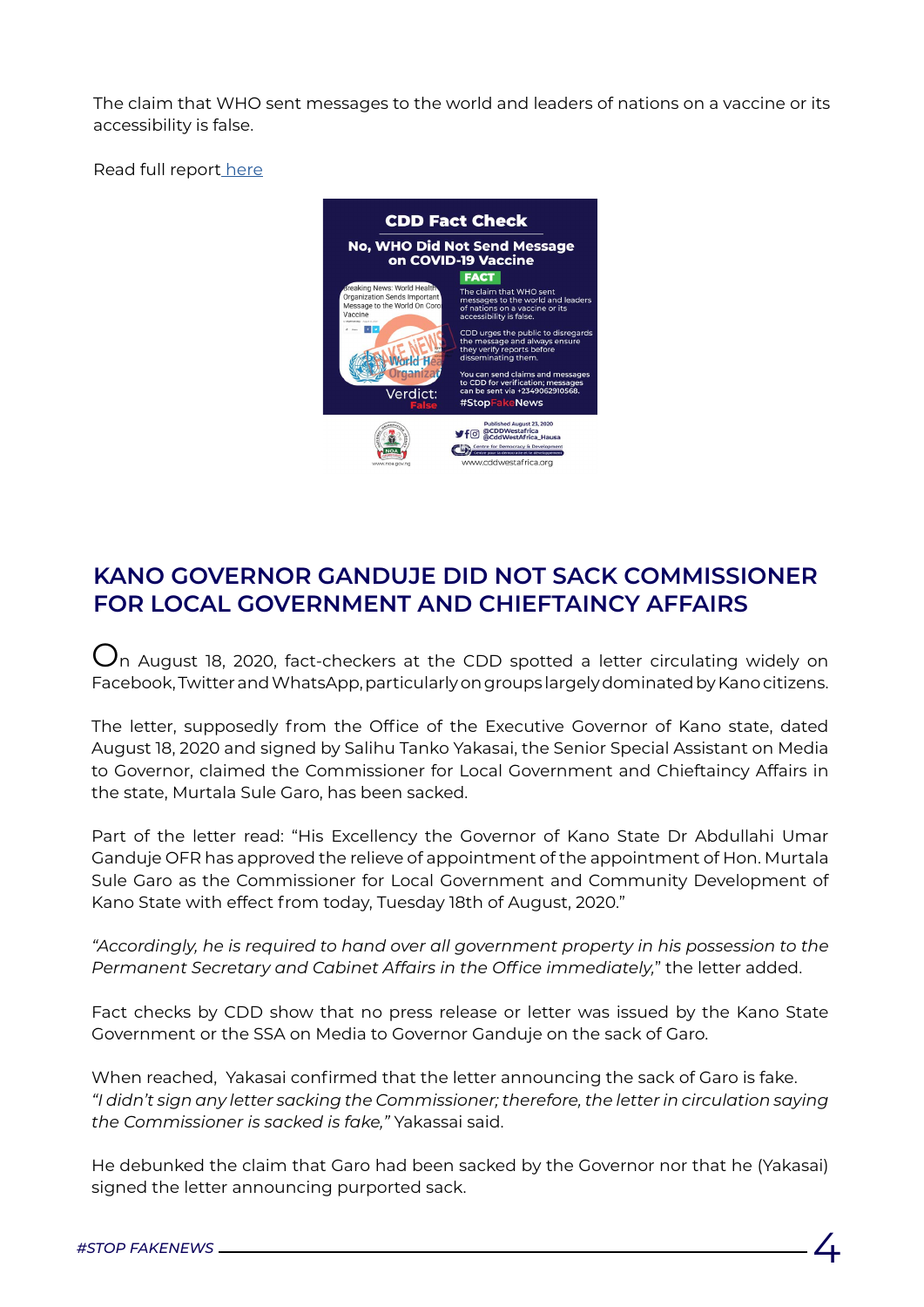The claim that WHO sent messages to the world and leaders of nations on a vaccine or its accessibility is false.

Read full report [here]

## KANO GOVERNOR GANDUJE DID NOT SACK COMMISSIONER FOR LOCAL GOVERNMENT AND CHIEFTAINCY AFFAIRS

On August 18, 2020, fact-checkers at the CDD spotted a letter circulating widely on Facebook, Twitter and WhatsApp, particularly on groups largely dominated by Kano citizens.

The letter, supposedly from the Office of the Executive Governor of Kano state, dated August 18, 2020 and signed by Salihu Tanko Yakasai, the Senior Special Assistant on Media to Governor, claimed the Commissioner for Local Government and Chieftaincy Affairs in the state, Murtala Sule Garo, has been sacked.

Part of the letter read: "His Excellency the Governor of Kano State Dr Abdullahi Umar Ganduje OFR has approved the relieve of appointment of the appointment of Hon. Murtala Sule Garo as the Commissioner for Local Government and Community Development of Kano State with effect from today, Tuesday 18th of August, 2020."

*"Accordingly, he is required to hand over all government property in his possession to the Permanent Secretary and Cabinet Affairs in the Office immediately,"* the letter added.

Fact checks by CDD show that no press release or letter was issued by the Kano State Government or the SSA on Media to Governor Ganduje on the sack of Garo.

When reached, Yakasai confirmed that the letter announcing the sack of Garo is fake. *"I didn't sign any letter sacking the Commissioner; therefore, the letter in circulation saying the Commissioner is sacked is fake,"* Yakassai said.

He debunked the claim that Garo had been sacked by the Governor nor that he (Yakasai) signed the letter announcing purported sack.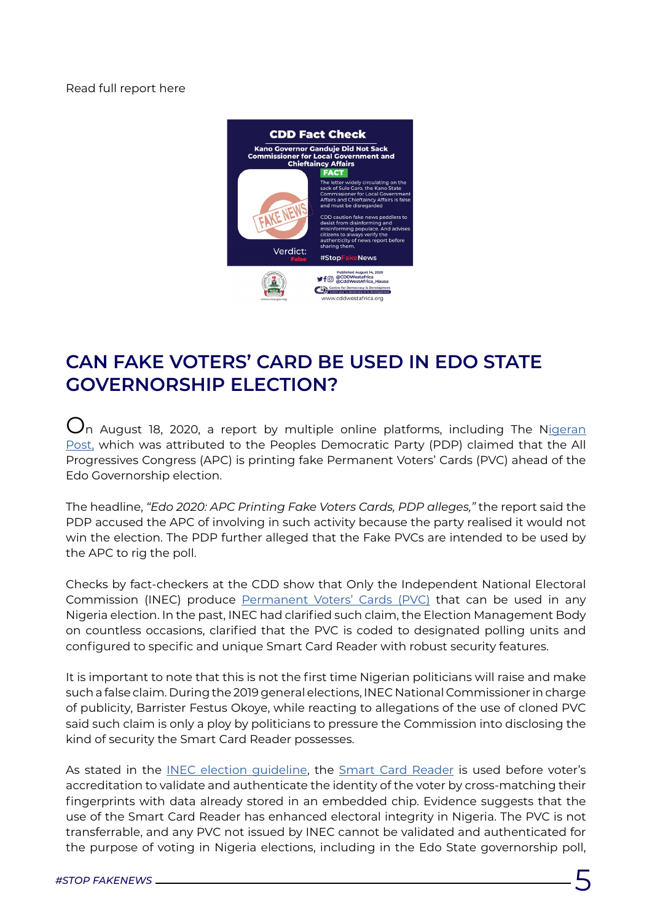Read full report here

## CAN FAKE VOTERS' CARD BE USED IN EDO STATE GOVERNORSHIP ELECTION?

On August 18, 2020, a report by multiple online platforms, including The Nigeran Post, which was attributed to the Peoples Democratic Party (PDP) claimed that the All Progressives Congress (APC) is printing fake Permanent Voters' Cards (PVC) ahead of the Edo Governorship election.

The headline, *"Edo 2020: APC Printing Fake Voters Cards, PDP alleges,"* the report said the PDP accused the APC of involving in such activity because the party realised it would not win the election. The PDP further alleged that the Fake PVCs are intended to be used by the APC to rig the poll.

Checks by fact-checkers at the CDD show that Only the Independent National Electoral Commission (INEC) produce Permanent Voters' Cards (PVC) that can be used in any Nigeria election. In the past, INEC had clarified such claim, the Election Management Body on countless occasions, clarified that the PVC is coded to designated polling units and configured to specific and unique Smart Card Reader with robust security features.

It is important to note that this is not the first time Nigerian politicians will raise and make such a false claim. During the 2019 general elections, INEC National Commissioner in charge of publicity, Barrister Festus Okoye, while reacting to allegations of the use of cloned PVC said such claim is only a ploy by politicians to pressure the Commission into disclosing the kind of security the Smart Card Reader possesses.

As stated in the INEC election guideline, the Smart Card Reader is used before voter's accreditation to validate and authenticate the identity of the voter by cross-matching their fingerprints with data already stored in an embedded chip. Evidence suggests that the use of the Smart Card Reader has enhanced electoral integrity in Nigeria. The PVC is not transferrable, and any PVC not issued by INEC cannot be validated and authenticated for the purpose of voting in Nigeria elections, including in the Edo State governorship poll,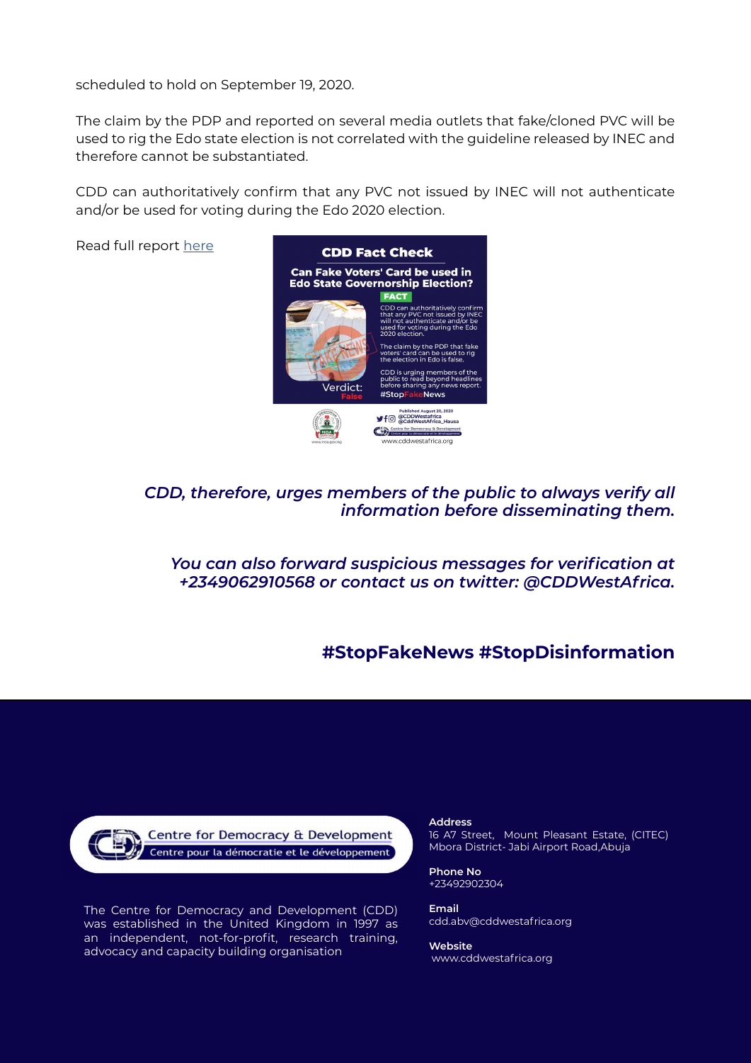scheduled to hold on September 19, 2020.

The claim by the PDP and reported on several media outlets that fake/cloned PVC will be used to rig the Edo state election is not correlated with the guideline released by INEC and therefore cannot be substantiated.

CDD can authoritatively confirm that any PVC not issued by INEC will not authenticate and/or be used for voting during the Edo 2020 election.

Read full report [here]

***CDD, therefore, urges members of the public to always verify all information before disseminating them.***

***You can also forward suspicious messages for verification at +2349062910568 or contact us on twitter: @CDDWestAfrica.***

**#StopFakeNews #StopDisinformation**

Centre for Democracy & Development
Centre pour la démocratie et le développement

The Centre for Democracy and Development (CDD) was established in the United Kingdom in 1997 as an independent, not-for-profit, research training, advocacy and capacity building organisation

**Address**
16 A7 Street, Mount Pleasant Estate, (CITEC) Mbora District- Jabi Airport Road,Abuja

**Phone No**
+23492902304

**Email**
cdd.abv@cddwestafrica.org

**Website**
www.cddwestafrica.org